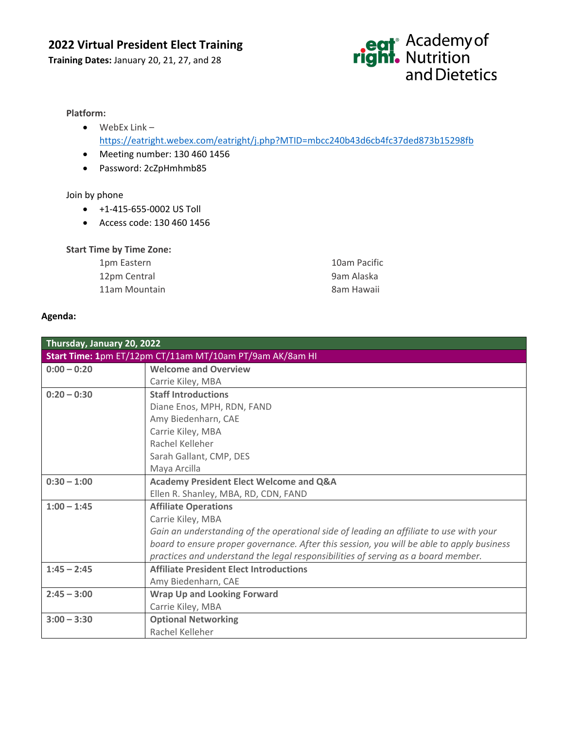# 2022 Virtual President Elect Training

**Training Dates:** January 20, 21, 27, and 28

Academy of Nutrition and Dietetics

**Platform:**

- WebEx Link – https://eatright.webex.com/eatright/j.php?MTID=mbcc240b43d6cb4fc37ded873b15298fb
- Meeting number: 130 460 1456
- Password: 2cZpHmhmb85

Join by phone

- +1-415-655-0002 US Toll
- Access code: 130 460 1456

**Start Time by Time Zone:**

1pm Eastern
12pm Central
11am Mountain
10am Pacific
9am Alaska
8am Hawaii

**Agenda:**

| **Thursday, January 20, 2022** | |
|---|---|
| **Start Time: 1**pm ET/12pm CT/11am MT/10am PT/9am AK/8am HI | |
| **0:00 – 0:20** | **Welcome and Overview**<br>Carrie Kiley, MBA |
| **0:20 – 0:30** | **Staff Introductions**<br>Diane Enos, MPH, RDN, FAND<br>Amy Biedenharn, CAE<br>Carrie Kiley, MBA<br>Rachel Kelleher<br>Sarah Gallant, CMP, DES<br>Maya Arcilla |
| **0:30 – 1:00** | **Academy President Elect Welcome and Q&A**<br>Ellen R. Shanley, MBA, RD, CDN, FAND |
| **1:00 – 1:45** | **Affiliate Operations**<br>Carrie Kiley, MBA<br>*Gain an understanding of the operational side of leading an affiliate to use with your board to ensure proper governance. After this session, you will be able to apply business practices and understand the legal responsibilities of serving as a board member.* |
| **1:45 – 2:45** | **Affiliate President Elect Introductions**<br>Amy Biedenharn, CAE |
| **2:45 – 3:00** | **Wrap Up and Looking Forward**<br>Carrie Kiley, MBA |
| **3:00 – 3:30** | **Optional Networking**<br>Rachel Kelleher |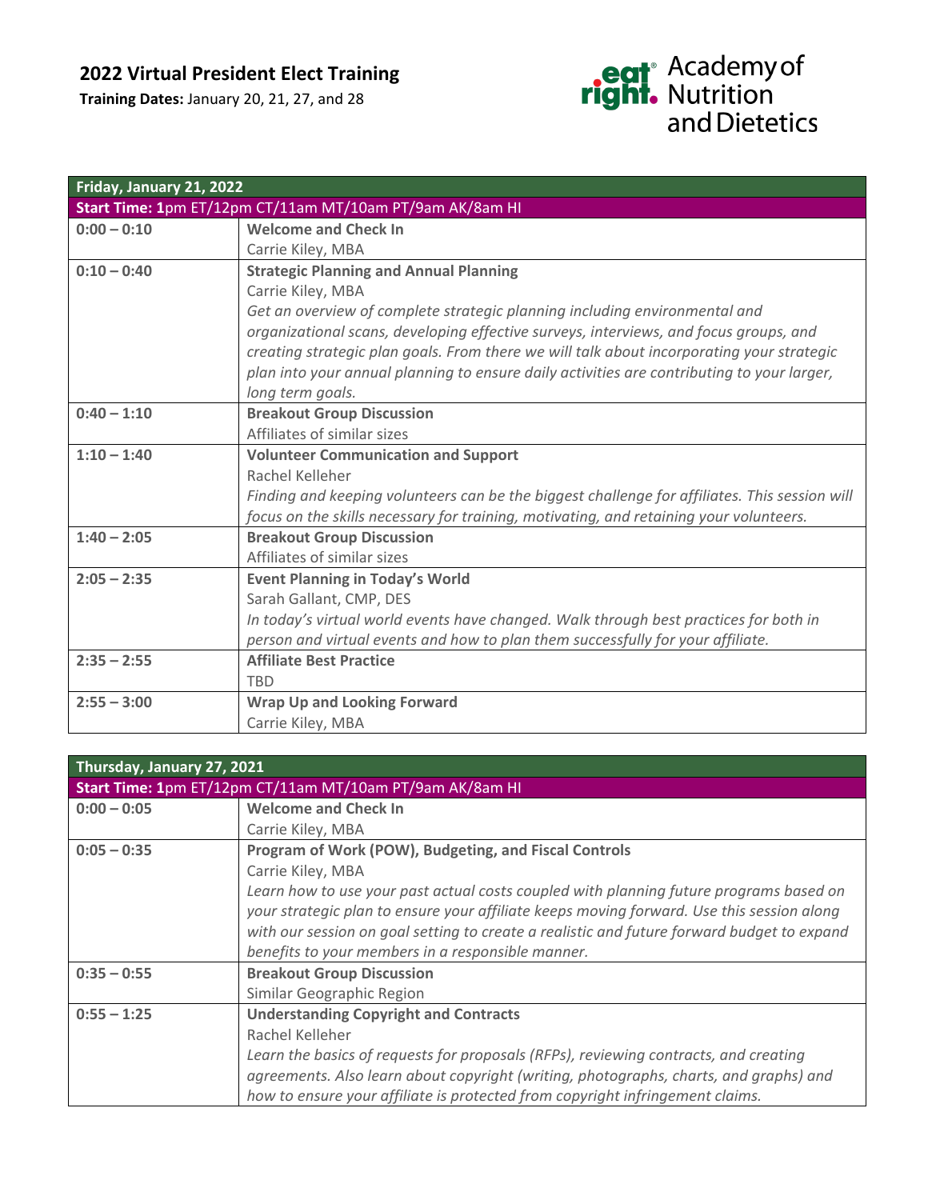## 2022 Virtual President Elect Training

**Training Dates:** January 20, 21, 27, and 28

Academy of Nutrition and Dietetics

| **Friday, January 21, 2022** | |
|---|---|
| **Start Time: 1**pm ET/12pm CT/11am MT/10am PT/9am AK/8am HI | |
| **0:00 – 0:10** | **Welcome and Check In**<br>Carrie Kiley, MBA |
| **0:10 – 0:40** | **Strategic Planning and Annual Planning**<br>Carrie Kiley, MBA<br>*Get an overview of complete strategic planning including environmental and organizational scans, developing effective surveys, interviews, and focus groups, and creating strategic plan goals. From there we will talk about incorporating your strategic plan into your annual planning to ensure daily activities are contributing to your larger, long term goals.* |
| **0:40 – 1:10** | **Breakout Group Discussion**<br>Affiliates of similar sizes |
| **1:10 – 1:40** | **Volunteer Communication and Support**<br>Rachel Kelleher<br>*Finding and keeping volunteers can be the biggest challenge for affiliates. This session will focus on the skills necessary for training, motivating, and retaining your volunteers.* |
| **1:40 – 2:05** | **Breakout Group Discussion**<br>Affiliates of similar sizes |
| **2:05 – 2:35** | **Event Planning in Today's World**<br>Sarah Gallant, CMP, DES<br>*In today's virtual world events have changed. Walk through best practices for both in person and virtual events and how to plan them successfully for your affiliate.* |
| **2:35 – 2:55** | **Affiliate Best Practice**<br>TBD |
| **2:55 – 3:00** | **Wrap Up and Looking Forward**<br>Carrie Kiley, MBA |

| **Thursday, January 27, 2021** | |
|---|---|
| **Start Time: 1**pm ET/12pm CT/11am MT/10am PT/9am AK/8am HI | |
| **0:00 – 0:05** | **Welcome and Check In**<br>Carrie Kiley, MBA |
| **0:05 – 0:35** | **Program of Work (POW), Budgeting, and Fiscal Controls**<br>Carrie Kiley, MBA<br>*Learn how to use your past actual costs coupled with planning future programs based on your strategic plan to ensure your affiliate keeps moving forward. Use this session along with our session on goal setting to create a realistic and future forward budget to expand benefits to your members in a responsible manner.* |
| **0:35 – 0:55** | **Breakout Group Discussion**<br>Similar Geographic Region |
| **0:55 – 1:25** | **Understanding Copyright and Contracts**<br>Rachel Kelleher<br>*Learn the basics of requests for proposals (RFPs), reviewing contracts, and creating agreements. Also learn about copyright (writing, photographs, charts, and graphs) and how to ensure your affiliate is protected from copyright infringement claims.* |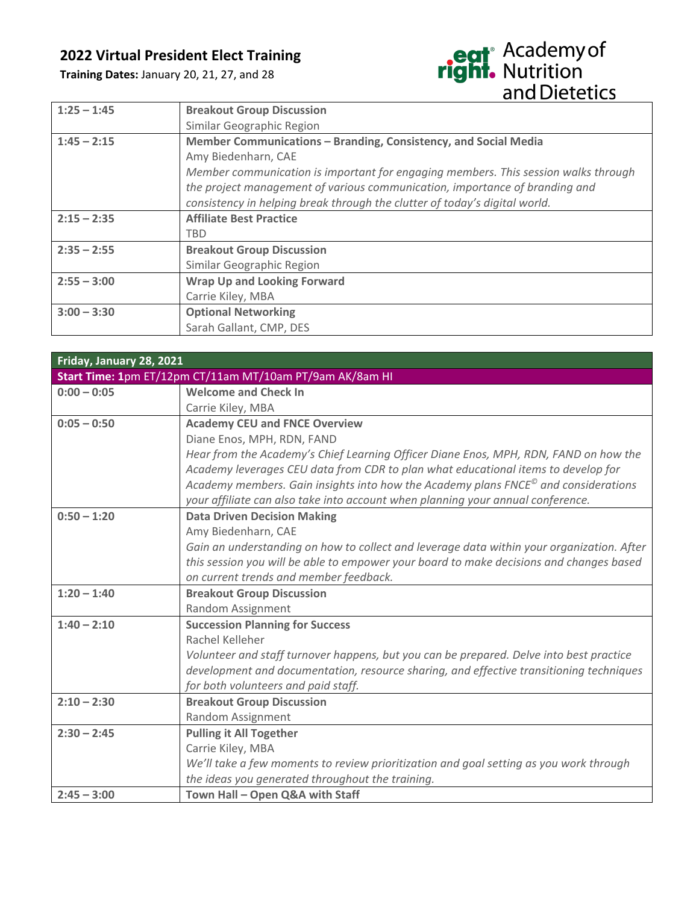## 2022 Virtual President Elect Training

**Training Dates:** January 20, 21, 27, and 28

Academy of Nutrition and Dietetics

| | |
|---|---|
| **1:25 – 1:45** | **Breakout Group Discussion**<br>Similar Geographic Region |
| **1:45 – 2:15** | **Member Communications – Branding, Consistency, and Social Media**<br>Amy Biedenharn, CAE<br>*Member communication is important for engaging members. This session walks through the project management of various communication, importance of branding and consistency in helping break through the clutter of today's digital world.* |
| **2:15 – 2:35** | **Affiliate Best Practice**<br>TBD |
| **2:35 – 2:55** | **Breakout Group Discussion**<br>Similar Geographic Region |
| **2:55 – 3:00** | **Wrap Up and Looking Forward**<br>Carrie Kiley, MBA |
| **3:00 – 3:30** | **Optional Networking**<br>Sarah Gallant, CMP, DES |

| **Friday, January 28, 2021** | |
|---|---|
| **Start Time: 1**pm ET/12pm CT/11am MT/10am PT/9am AK/8am HI | |
| **0:00 – 0:05** | **Welcome and Check In**<br>Carrie Kiley, MBA |
| **0:05 – 0:50** | **Academy CEU and FNCE Overview**<br>Diane Enos, MPH, RDN, FAND<br>*Hear from the Academy's Chief Learning Officer Diane Enos, MPH, RDN, FAND on how the Academy leverages CEU data from CDR to plan what educational items to develop for Academy members. Gain insights into how the Academy plans FNCE© and considerations your affiliate can also take into account when planning your annual conference.* |
| **0:50 – 1:20** | **Data Driven Decision Making**<br>Amy Biedenharn, CAE<br>*Gain an understanding on how to collect and leverage data within your organization. After this session you will be able to empower your board to make decisions and changes based on current trends and member feedback.* |
| **1:20 – 1:40** | **Breakout Group Discussion**<br>Random Assignment |
| **1:40 – 2:10** | **Succession Planning for Success**<br>Rachel Kelleher<br>*Volunteer and staff turnover happens, but you can be prepared. Delve into best practice development and documentation, resource sharing, and effective transitioning techniques for both volunteers and paid staff.* |
| **2:10 – 2:30** | **Breakout Group Discussion**<br>Random Assignment |
| **2:30 – 2:45** | **Pulling it All Together**<br>Carrie Kiley, MBA<br>*We'll take a few moments to review prioritization and goal setting as you work through the ideas you generated throughout the training.* |
| **2:45 – 3:00** | **Town Hall – Open Q&A with Staff** |